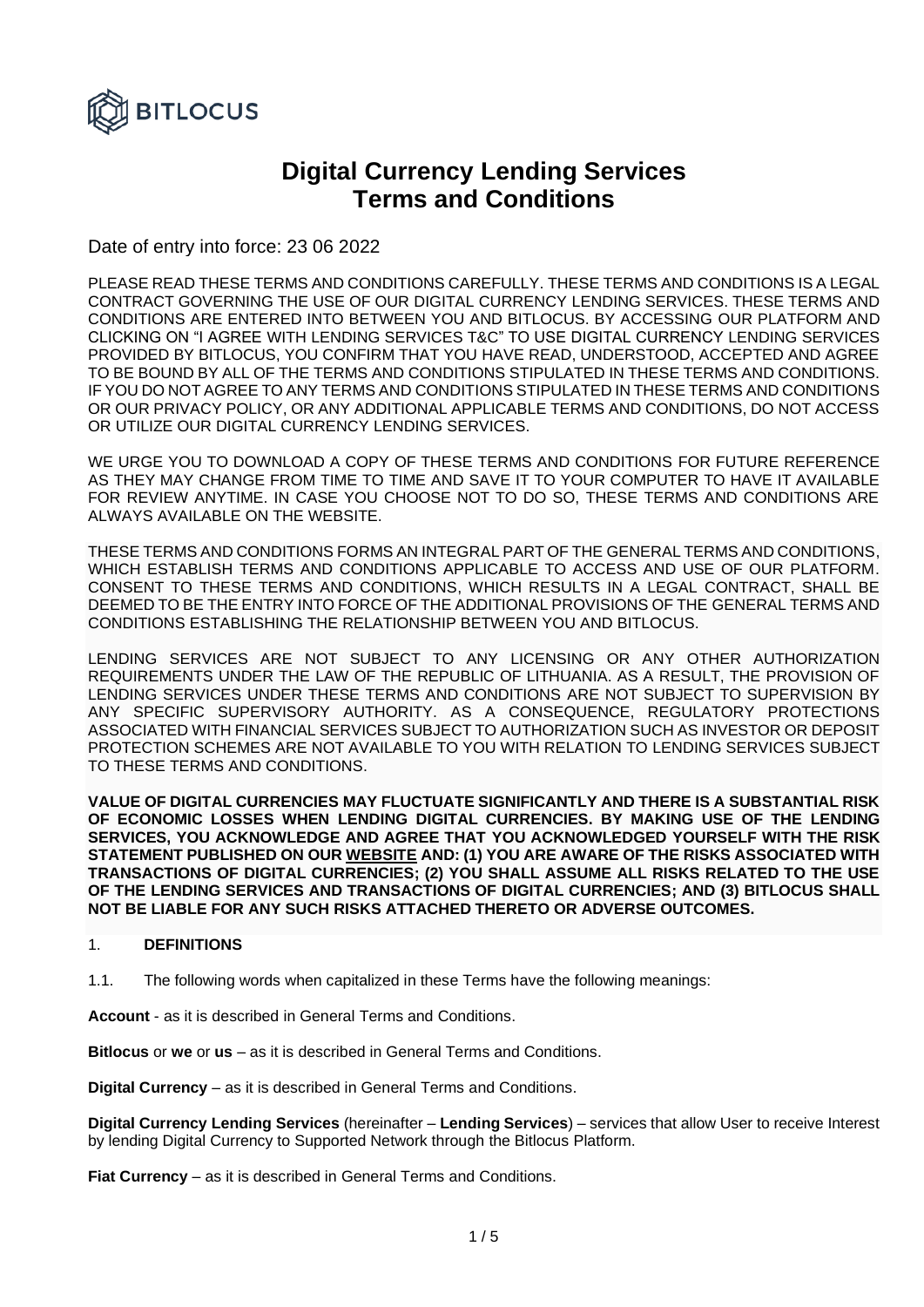# Digital Currency Lending Services Terms and Conditions

Date of entry into force: 23 06 2022

PLEASE READ THESE TERMS AND CONDITIONS CAREFULLY. THESE TERMS AND CONDITIONS IS A LEGAL CONTRACT GOVERNING THE USE OF OUR DIGITAL CURRENCY LENDING SERVICES. THESE TERMS AND CONDITIONS ARE ENTERED INTO BETWEEN YOU AND BITLOCUS. BY ACCESSING OUR PLATFORM AND CLICKING ON "I AGREE WITH LENDING SERVICES T&C" TO USE DIGITAL CURRENCY LENDING SERVICES PROVIDED BY BITLOCUS, YOU CONFIRM THAT YOU HAVE READ, UNDERSTOOD, ACCEPTED AND AGREE TO BE BOUND BY ALL OF THE TERMS AND CONDITIONS STIPULATED IN THESE TERMS AND CONDITIONS. IF YOU DO NOT AGREE TO ANY TERMS AND CONDITIONS STIPULATED IN THESE TERMS AND CONDITIONS OR OUR PRIVACY POLICY, OR ANY ADDITIONAL APPLICABLE TERMS AND CONDITIONS, DO NOT ACCESS OR UTILIZE OUR DIGITAL CURRENCY LENDING SERVICES.

WE URGE YOU TO DOWNLOAD A COPY OF THESE TERMS AND CONDITIONS FOR FUTURE REFERENCE AS THEY MAY CHANGE FROM TIME TO TIME AND SAVE IT TO YOUR COMPUTER TO HAVE IT AVAILABLE FOR REVIEW ANYTIME. IN CASE YOU CHOOSE NOT TO DO SO, THESE TERMS AND CONDITIONS ARE ALWAYS AVAILABLE ON THE WEBSITE.

THESE TERMS AND CONDITIONS FORMS AN INTEGRAL PART OF THE GENERAL TERMS AND CONDITIONS, WHICH ESTABLISH TERMS AND CONDITIONS APPLICABLE TO ACCESS AND USE OF OUR PLATFORM. CONSENT TO THESE TERMS AND CONDITIONS, WHICH RESULTS IN A LEGAL CONTRACT, SHALL BE DEEMED TO BE THE ENTRY INTO FORCE OF THE ADDITIONAL PROVISIONS OF THE GENERAL TERMS AND CONDITIONS ESTABLISHING THE RELATIONSHIP BETWEEN YOU AND BITLOCUS.

LENDING SERVICES ARE NOT SUBJECT TO ANY LICENSING OR ANY OTHER AUTHORIZATION REQUIREMENTS UNDER THE LAW OF THE REPUBLIC OF LITHUANIA. AS A RESULT, THE PROVISION OF LENDING SERVICES UNDER THESE TERMS AND CONDITIONS ARE NOT SUBJECT TO SUPERVISION BY ANY SPECIFIC SUPERVISORY AUTHORITY. AS A CONSEQUENCE, REGULATORY PROTECTIONS ASSOCIATED WITH FINANCIAL SERVICES SUBJECT TO AUTHORIZATION SUCH AS INVESTOR OR DEPOSIT PROTECTION SCHEMES ARE NOT AVAILABLE TO YOU WITH RELATION TO LENDING SERVICES SUBJECT TO THESE TERMS AND CONDITIONS.

**VALUE OF DIGITAL CURRENCIES MAY FLUCTUATE SIGNIFICANTLY AND THERE IS A SUBSTANTIAL RISK OF ECONOMIC LOSSES WHEN LENDING DIGITAL CURRENCIES. BY MAKING USE OF THE LENDING SERVICES, YOU ACKNOWLEDGE AND AGREE THAT YOU ACKNOWLEDGED YOURSELF WITH THE RISK STATEMENT PUBLISHED ON OUR WEBSITE AND: (1) YOU ARE AWARE OF THE RISKS ASSOCIATED WITH TRANSACTIONS OF DIGITAL CURRENCIES; (2) YOU SHALL ASSUME ALL RISKS RELATED TO THE USE OF THE LENDING SERVICES AND TRANSACTIONS OF DIGITAL CURRENCIES; AND (3) BITLOCUS SHALL NOT BE LIABLE FOR ANY SUCH RISKS ATTACHED THERETO OR ADVERSE OUTCOMES.**

## 1. DEFINITIONS

1.1. The following words when capitalized in these Terms have the following meanings:

**Account** - as it is described in General Terms and Conditions.

**Bitlocus** or **we** or **us** – as it is described in General Terms and Conditions.

**Digital Currency** – as it is described in General Terms and Conditions.

**Digital Currency Lending Services** (hereinafter – **Lending Services**) – services that allow User to receive Interest by lending Digital Currency to Supported Network through the Bitlocus Platform.

**Fiat Currency** – as it is described in General Terms and Conditions.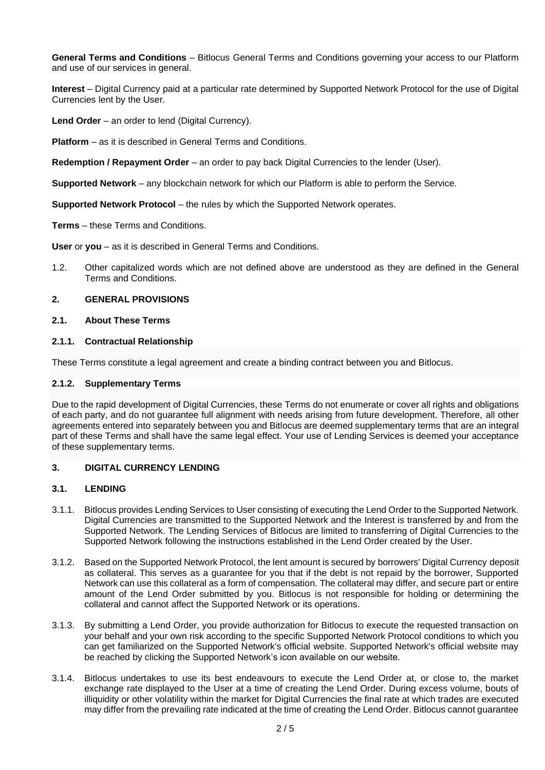**General Terms and Conditions** – Bitlocus General Terms and Conditions governing your access to our Platform and use of our services in general.

**Interest** – Digital Currency paid at a particular rate determined by Supported Network Protocol for the use of Digital Currencies lent by the User.

**Lend Order** – an order to lend (Digital Currency).

**Platform** – as it is described in General Terms and Conditions.

**Redemption / Repayment Order** – an order to pay back Digital Currencies to the lender (User).

**Supported Network** – any blockchain network for which our Platform is able to perform the Service.

**Supported Network Protocol** – the rules by which the Supported Network operates.

**Terms** – these Terms and Conditions.

**User** or **you** – as it is described in General Terms and Conditions.

1.2. Other capitalized words which are not defined above are understood as they are defined in the General Terms and Conditions.

## 2. GENERAL PROVISIONS

### 2.1. About These Terms

#### 2.1.1. Contractual Relationship

These Terms constitute a legal agreement and create a binding contract between you and Bitlocus.

#### 2.1.2. Supplementary Terms

Due to the rapid development of Digital Currencies, these Terms do not enumerate or cover all rights and obligations of each party, and do not guarantee full alignment with needs arising from future development. Therefore, all other agreements entered into separately between you and Bitlocus are deemed supplementary terms that are an integral part of these Terms and shall have the same legal effect. Your use of Lending Services is deemed your acceptance of these supplementary terms.

## 3. DIGITAL CURRENCY LENDING

### 3.1. LENDING

3.1.1. Bitlocus provides Lending Services to User consisting of executing the Lend Order to the Supported Network. Digital Currencies are transmitted to the Supported Network and the Interest is transferred by and from the Supported Network. The Lending Services of Bitlocus are limited to transferring of Digital Currencies to the Supported Network following the instructions established in the Lend Order created by the User.

3.1.2. Based on the Supported Network Protocol, the lent amount is secured by borrowers' Digital Currency deposit as collateral. This serves as a guarantee for you that if the debt is not repaid by the borrower, Supported Network can use this collateral as a form of compensation. The collateral may differ, and secure part or entire amount of the Lend Order submitted by you. Bitlocus is not responsible for holding or determining the collateral and cannot affect the Supported Network or its operations.

3.1.3. By submitting a Lend Order, you provide authorization for Bitlocus to execute the requested transaction on your behalf and your own risk according to the specific Supported Network Protocol conditions to which you can get familiarized on the Supported Network's official website. Supported Network's official website may be reached by clicking the Supported Network's icon available on our website.

3.1.4. Bitlocus undertakes to use its best endeavours to execute the Lend Order at, or close to, the market exchange rate displayed to the User at a time of creating the Lend Order. During excess volume, bouts of illiquidity or other volatility within the market for Digital Currencies the final rate at which trades are executed may differ from the prevailing rate indicated at the time of creating the Lend Order. Bitlocus cannot guarantee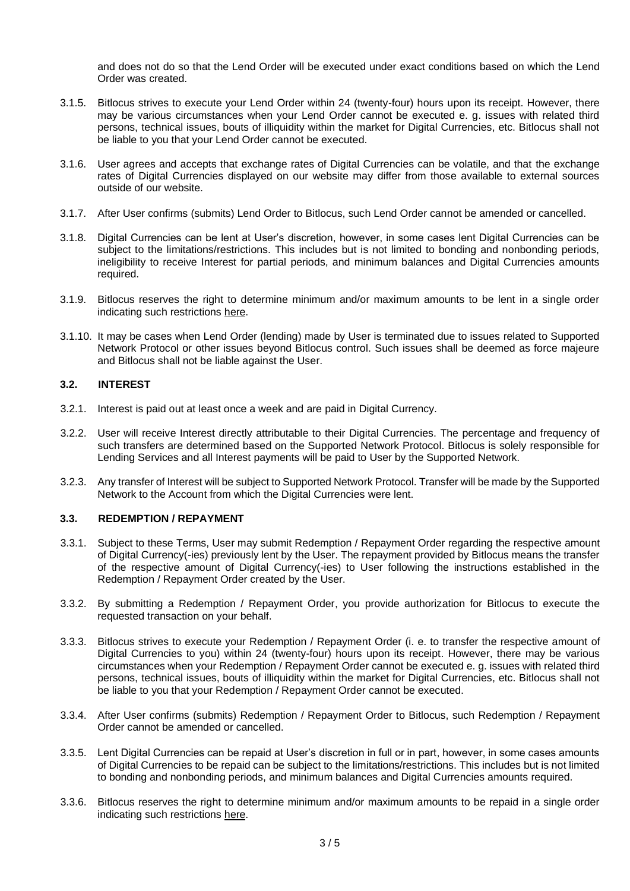and does not do so that the Lend Order will be executed under exact conditions based on which the Lend Order was created.

3.1.5. Bitlocus strives to execute your Lend Order within 24 (twenty-four) hours upon its receipt. However, there may be various circumstances when your Lend Order cannot be executed e. g. issues with related third persons, technical issues, bouts of illiquidity within the market for Digital Currencies, etc. Bitlocus shall not be liable to you that your Lend Order cannot be executed.

3.1.6. User agrees and accepts that exchange rates of Digital Currencies can be volatile, and that the exchange rates of Digital Currencies displayed on our website may differ from those available to external sources outside of our website.

3.1.7. After User confirms (submits) Lend Order to Bitlocus, such Lend Order cannot be amended or cancelled.

3.1.8. Digital Currencies can be lent at User's discretion, however, in some cases lent Digital Currencies can be subject to the limitations/restrictions. This includes but is not limited to bonding and nonbonding periods, ineligibility to receive Interest for partial periods, and minimum balances and Digital Currencies amounts required.

3.1.9. Bitlocus reserves the right to determine minimum and/or maximum amounts to be lent in a single order indicating such restrictions here.

3.1.10. It may be cases when Lend Order (lending) made by User is terminated due to issues related to Supported Network Protocol or other issues beyond Bitlocus control. Such issues shall be deemed as force majeure and Bitlocus shall not be liable against the User.

### 3.2. INTEREST

3.2.1. Interest is paid out at least once a week and are paid in Digital Currency.

3.2.2. User will receive Interest directly attributable to their Digital Currencies. The percentage and frequency of such transfers are determined based on the Supported Network Protocol. Bitlocus is solely responsible for Lending Services and all Interest payments will be paid to User by the Supported Network.

3.2.3. Any transfer of Interest will be subject to Supported Network Protocol. Transfer will be made by the Supported Network to the Account from which the Digital Currencies were lent.

### 3.3. REDEMPTION / REPAYMENT

3.3.1. Subject to these Terms, User may submit Redemption / Repayment Order regarding the respective amount of Digital Currency(-ies) previously lent by the User. The repayment provided by Bitlocus means the transfer of the respective amount of Digital Currency(-ies) to User following the instructions established in the Redemption / Repayment Order created by the User.

3.3.2. By submitting a Redemption / Repayment Order, you provide authorization for Bitlocus to execute the requested transaction on your behalf.

3.3.3. Bitlocus strives to execute your Redemption / Repayment Order (i. e. to transfer the respective amount of Digital Currencies to you) within 24 (twenty-four) hours upon its receipt. However, there may be various circumstances when your Redemption / Repayment Order cannot be executed e. g. issues with related third persons, technical issues, bouts of illiquidity within the market for Digital Currencies, etc. Bitlocus shall not be liable to you that your Redemption / Repayment Order cannot be executed.

3.3.4. After User confirms (submits) Redemption / Repayment Order to Bitlocus, such Redemption / Repayment Order cannot be amended or cancelled.

3.3.5. Lent Digital Currencies can be repaid at User's discretion in full or in part, however, in some cases amounts of Digital Currencies to be repaid can be subject to the limitations/restrictions. This includes but is not limited to bonding and nonbonding periods, and minimum balances and Digital Currencies amounts required.

3.3.6. Bitlocus reserves the right to determine minimum and/or maximum amounts to be repaid in a single order indicating such restrictions here.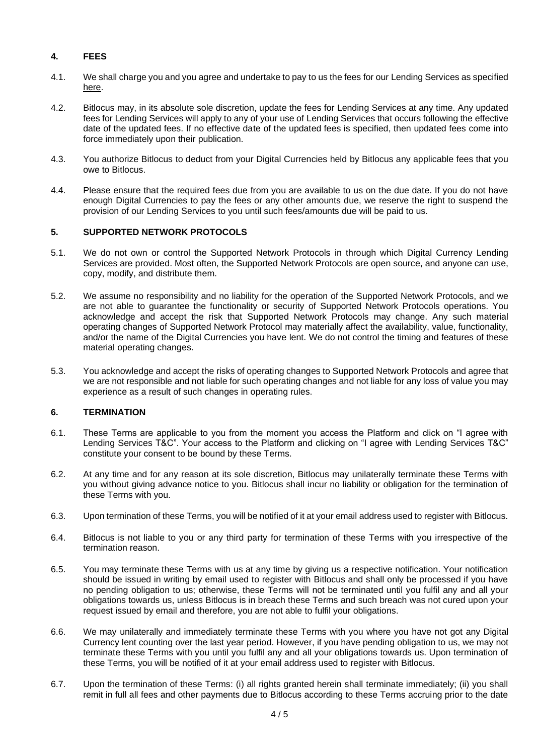## 4. FEES

4.1. We shall charge you and you agree and undertake to pay to us the fees for our Lending Services as specified here.

4.2. Bitlocus may, in its absolute sole discretion, update the fees for Lending Services at any time. Any updated fees for Lending Services will apply to any of your use of Lending Services that occurs following the effective date of the updated fees. If no effective date of the updated fees is specified, then updated fees come into force immediately upon their publication.

4.3. You authorize Bitlocus to deduct from your Digital Currencies held by Bitlocus any applicable fees that you owe to Bitlocus.

4.4. Please ensure that the required fees due from you are available to us on the due date. If you do not have enough Digital Currencies to pay the fees or any other amounts due, we reserve the right to suspend the provision of our Lending Services to you until such fees/amounts due will be paid to us.

## 5. SUPPORTED NETWORK PROTOCOLS

5.1. We do not own or control the Supported Network Protocols in through which Digital Currency Lending Services are provided. Most often, the Supported Network Protocols are open source, and anyone can use, copy, modify, and distribute them.

5.2. We assume no responsibility and no liability for the operation of the Supported Network Protocols, and we are not able to guarantee the functionality or security of Supported Network Protocols operations. You acknowledge and accept the risk that Supported Network Protocols may change. Any such material operating changes of Supported Network Protocol may materially affect the availability, value, functionality, and/or the name of the Digital Currencies you have lent. We do not control the timing and features of these material operating changes.

5.3. You acknowledge and accept the risks of operating changes to Supported Network Protocols and agree that we are not responsible and not liable for such operating changes and not liable for any loss of value you may experience as a result of such changes in operating rules.

## 6. TERMINATION

6.1. These Terms are applicable to you from the moment you access the Platform and click on "I agree with Lending Services T&C". Your access to the Platform and clicking on "I agree with Lending Services T&C" constitute your consent to be bound by these Terms.

6.2. At any time and for any reason at its sole discretion, Bitlocus may unilaterally terminate these Terms with you without giving advance notice to you. Bitlocus shall incur no liability or obligation for the termination of these Terms with you.

6.3. Upon termination of these Terms, you will be notified of it at your email address used to register with Bitlocus.

6.4. Bitlocus is not liable to you or any third party for termination of these Terms with you irrespective of the termination reason.

6.5. You may terminate these Terms with us at any time by giving us a respective notification. Your notification should be issued in writing by email used to register with Bitlocus and shall only be processed if you have no pending obligation to us; otherwise, these Terms will not be terminated until you fulfil any and all your obligations towards us, unless Bitlocus is in breach these Terms and such breach was not cured upon your request issued by email and therefore, you are not able to fulfil your obligations.

6.6. We may unilaterally and immediately terminate these Terms with you where you have not got any Digital Currency lent counting over the last year period. However, if you have pending obligation to us, we may not terminate these Terms with you until you fulfil any and all your obligations towards us. Upon termination of these Terms, you will be notified of it at your email address used to register with Bitlocus.

6.7. Upon the termination of these Terms: (i) all rights granted herein shall terminate immediately; (ii) you shall remit in full all fees and other payments due to Bitlocus according to these Terms accruing prior to the date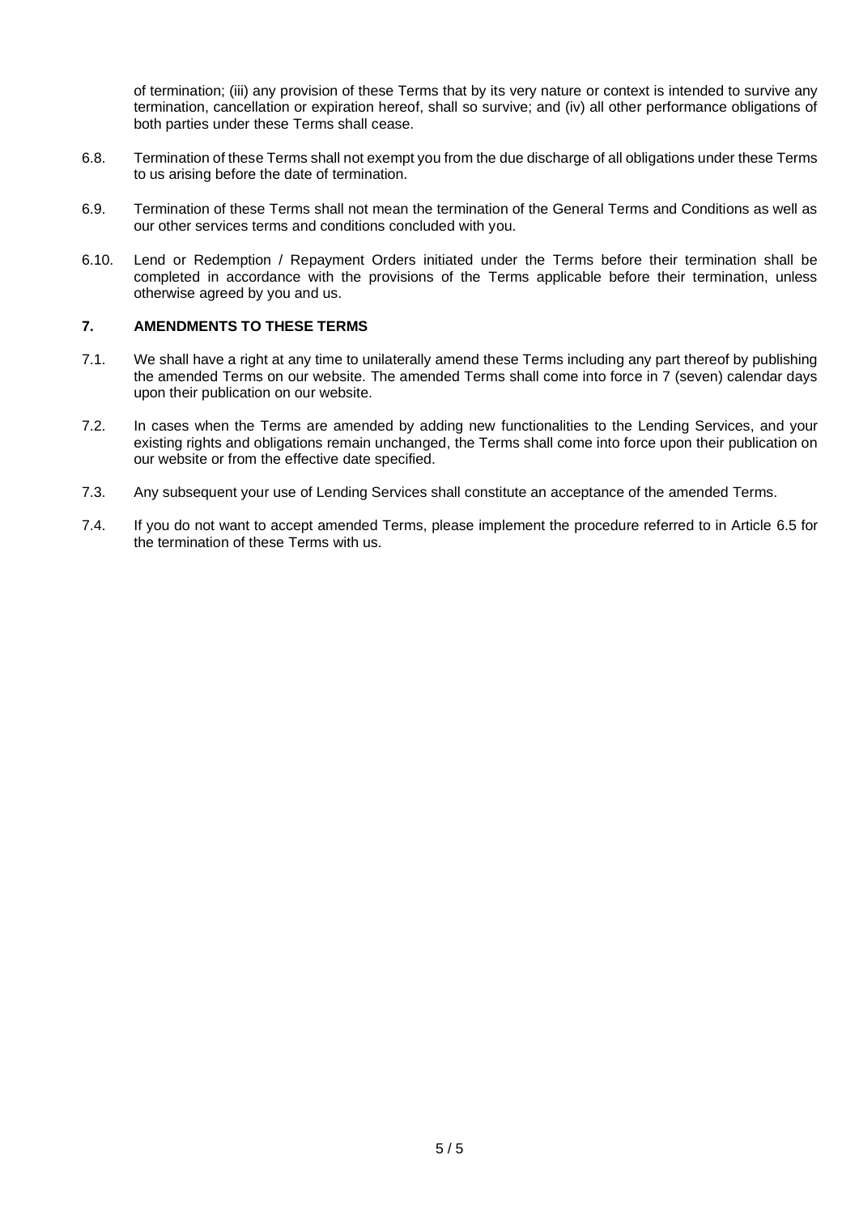of termination; (iii) any provision of these Terms that by its very nature or context is intended to survive any termination, cancellation or expiration hereof, shall so survive; and (iv) all other performance obligations of both parties under these Terms shall cease.

6.8. Termination of these Terms shall not exempt you from the due discharge of all obligations under these Terms to us arising before the date of termination.

6.9. Termination of these Terms shall not mean the termination of the General Terms and Conditions as well as our other services terms and conditions concluded with you.

6.10. Lend or Redemption / Repayment Orders initiated under the Terms before their termination shall be completed in accordance with the provisions of the Terms applicable before their termination, unless otherwise agreed by you and us.

## 7. AMENDMENTS TO THESE TERMS

7.1. We shall have a right at any time to unilaterally amend these Terms including any part thereof by publishing the amended Terms on our website. The amended Terms shall come into force in 7 (seven) calendar days upon their publication on our website.

7.2. In cases when the Terms are amended by adding new functionalities to the Lending Services, and your existing rights and obligations remain unchanged, the Terms shall come into force upon their publication on our website or from the effective date specified.

7.3. Any subsequent your use of Lending Services shall constitute an acceptance of the amended Terms.

7.4. If you do not want to accept amended Terms, please implement the procedure referred to in Article 6.5 for the termination of these Terms with us.